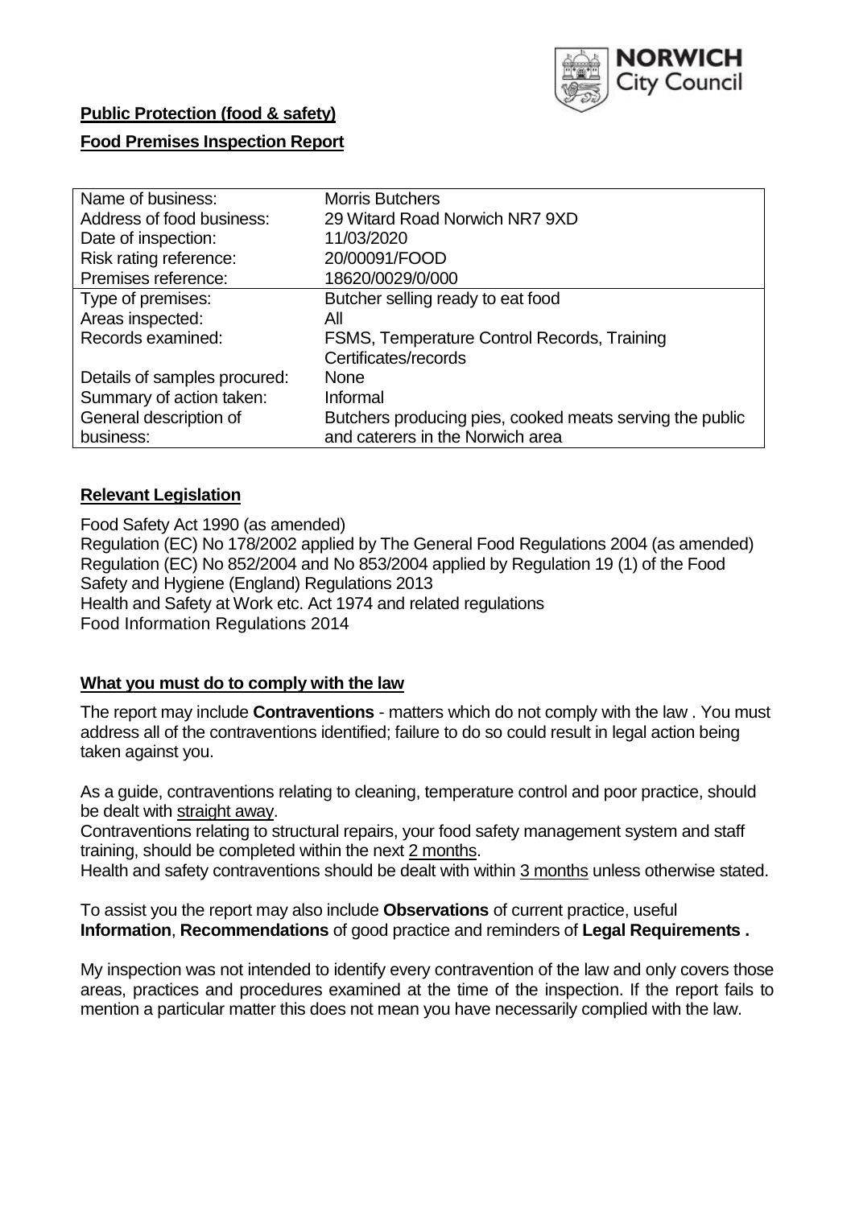**Public Protection (food & safety)**

**Food Premises Inspection Report**

| Name of business: | Morris Butchers |
|---|---|
| Address of food business: | 29 Witard Road Norwich NR7 9XD |
| Date of inspection: | 11/03/2020 |
| Risk rating reference: | 20/00091/FOOD |
| Premises reference: | 18620/0029/0/000 |
| Type of premises: | Butcher selling ready to eat food |
| Areas inspected: | All |
| Records examined: | FSMS, Temperature Control Records, Training Certificates/records |
| Details of samples procured: | None |
| Summary of action taken: | Informal |
| General description of business: | Butchers producing pies, cooked meats serving the public and caterers in the Norwich area |

## Relevant Legislation

Food Safety Act 1990 (as amended)
Regulation (EC) No 178/2002 applied by The General Food Regulations 2004 (as amended)
Regulation (EC) No 852/2004 and No 853/2004 applied by Regulation 19 (1) of the Food Safety and Hygiene (England) Regulations 2013
Health and Safety at Work etc. Act 1974 and related regulations
Food Information Regulations 2014

## What you must do to comply with the law

The report may include **Contraventions** - matters which do not comply with the law . You must address all of the contraventions identified; failure to do so could result in legal action being taken against you.

As a guide, contraventions relating to cleaning, temperature control and poor practice, should be dealt with straight away.
Contraventions relating to structural repairs, your food safety management system and staff training, should be completed within the next 2 months.
Health and safety contraventions should be dealt with within 3 months unless otherwise stated.

To assist you the report may also include **Observations** of current practice, useful **Information**, **Recommendations** of good practice and reminders of **Legal Requirements .**

My inspection was not intended to identify every contravention of the law and only covers those areas, practices and procedures examined at the time of the inspection. If the report fails to mention a particular matter this does not mean you have necessarily complied with the law.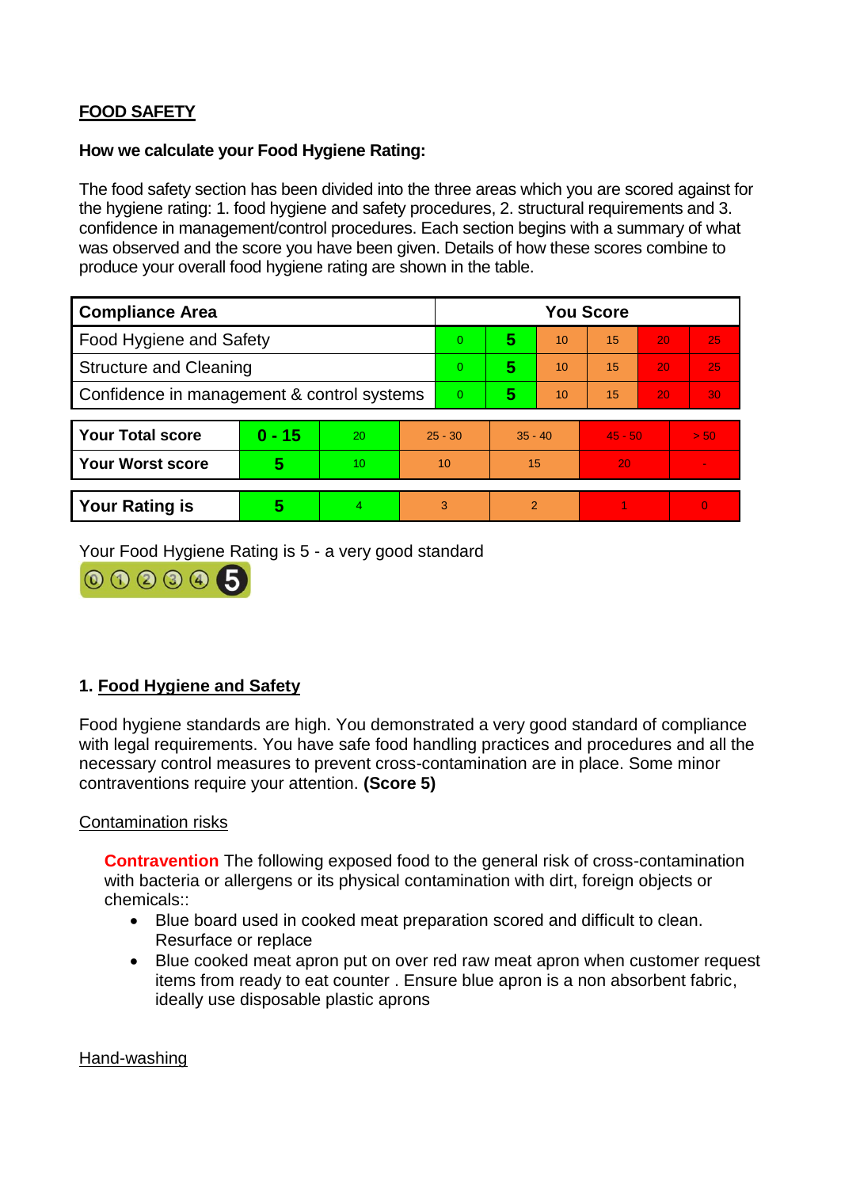**FOOD SAFETY**

**How we calculate your Food Hygiene Rating:**

The food safety section has been divided into the three areas which you are scored against for the hygiene rating: 1. food hygiene and safety procedures, 2. structural requirements and 3. confidence in management/control procedures. Each section begins with a summary of what was observed and the score you have been given. Details of how these scores combine to produce your overall food hygiene rating are shown in the table.

| Compliance Area | You Score | | | | | |
|---|---|---|---|---|---|---|
| Food Hygiene and Safety | 0 | **5** | 10 | 15 | 20 | 25 |
| Structure and Cleaning | 0 | **5** | 10 | 15 | 20 | 25 |
| Confidence in management & control systems | 0 | **5** | 10 | 15 | 20 | 30 |

| | | | | | | |
|---|---|---|---|---|---|---|
| **Your Total score** | **0 - 15** | 20 | 25 - 30 | 35 - 40 | 45 - 50 | > 50 |
| **Your Worst score** | **5** | 10 | 10 | 15 | 20 | - |

| | | | | | | |
|---|---|---|---|---|---|---|
| **Your Rating is** | **5** | 4 | 3 | 2 | 1 | 0 |

Your Food Hygiene Rating is 5 - a very good standard

## 1. Food Hygiene and Safety

Food hygiene standards are high. You demonstrated a very good standard of compliance with legal requirements. You have safe food handling practices and procedures and all the necessary control measures to prevent cross-contamination are in place. Some minor contraventions require your attention. **(Score 5)**

### Contamination risks

**Contravention** The following exposed food to the general risk of cross-contamination with bacteria or allergens or its physical contamination with dirt, foreign objects or chemicals::

- Blue board used in cooked meat preparation scored and difficult to clean. Resurface or replace
- Blue cooked meat apron put on over red raw meat apron when customer request items from ready to eat counter . Ensure blue apron is a non absorbent fabric, ideally use disposable plastic aprons

### Hand-washing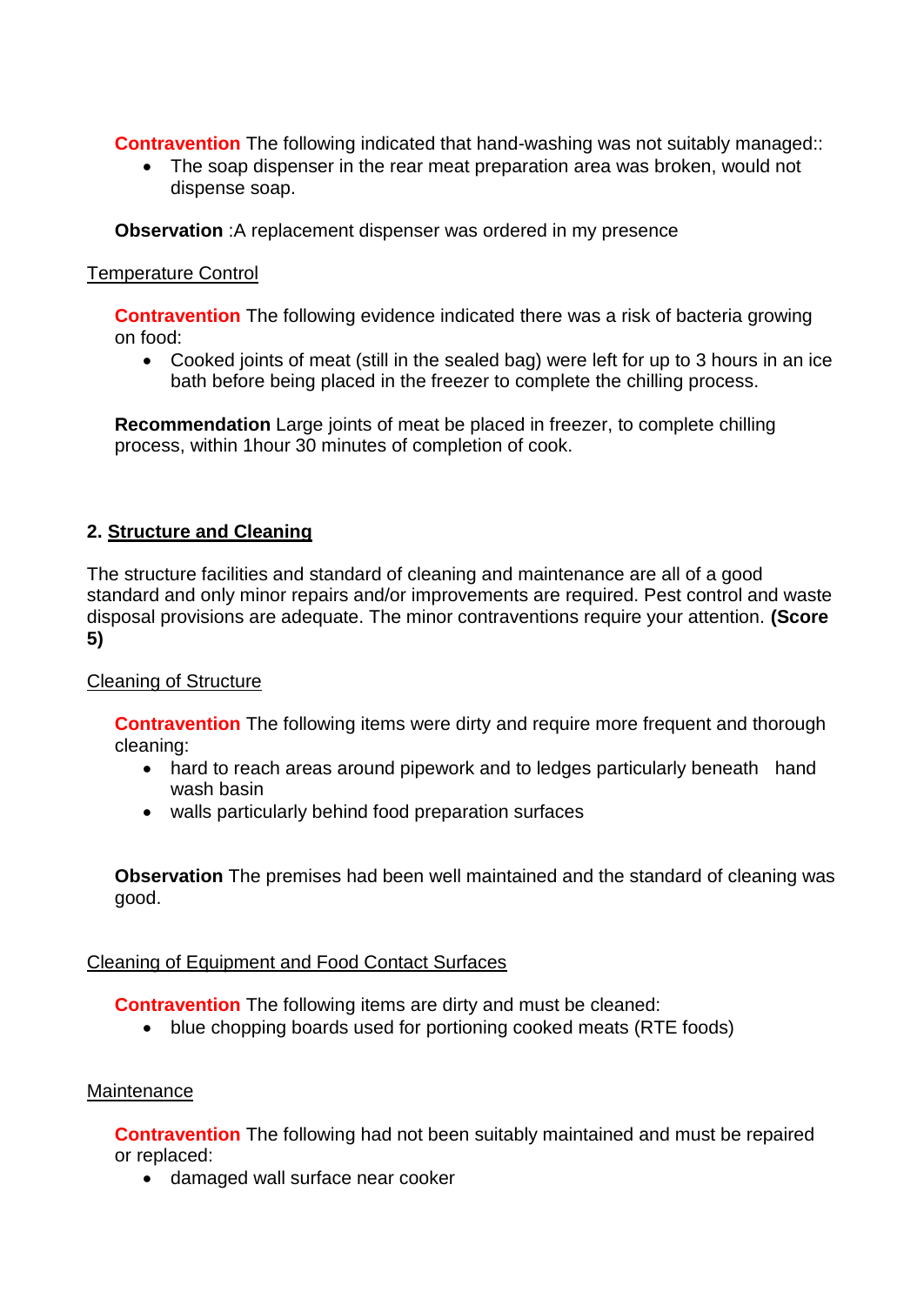**Contravention** The following indicated that hand-washing was not suitably managed::

- The soap dispenser in the rear meat preparation area was broken, would not dispense soap.

**Observation** :A replacement dispenser was ordered in my presence

<u>Temperature Control</u>

**Contravention** The following evidence indicated there was a risk of bacteria growing on food:

- Cooked joints of meat (still in the sealed bag) were left for up to 3 hours in an ice bath before being placed in the freezer to complete the chilling process.

**Recommendation** Large joints of meat be placed in freezer, to complete chilling process, within 1hour 30 minutes of completion of cook.

## 2. Structure and Cleaning

The structure facilities and standard of cleaning and maintenance are all of a good standard and only minor repairs and/or improvements are required. Pest control and waste disposal provisions are adequate. The minor contraventions require your attention. **(Score 5)**

<u>Cleaning of Structure</u>

**Contravention** The following items were dirty and require more frequent and thorough cleaning:

- hard to reach areas around pipework and to ledges particularly beneath hand wash basin
- walls particularly behind food preparation surfaces

**Observation** The premises had been well maintained and the standard of cleaning was good.

<u>Cleaning of Equipment and Food Contact Surfaces</u>

**Contravention** The following items are dirty and must be cleaned:

- blue chopping boards used for portioning cooked meats (RTE foods)

<u>Maintenance</u>

**Contravention** The following had not been suitably maintained and must be repaired or replaced:

- damaged wall surface near cooker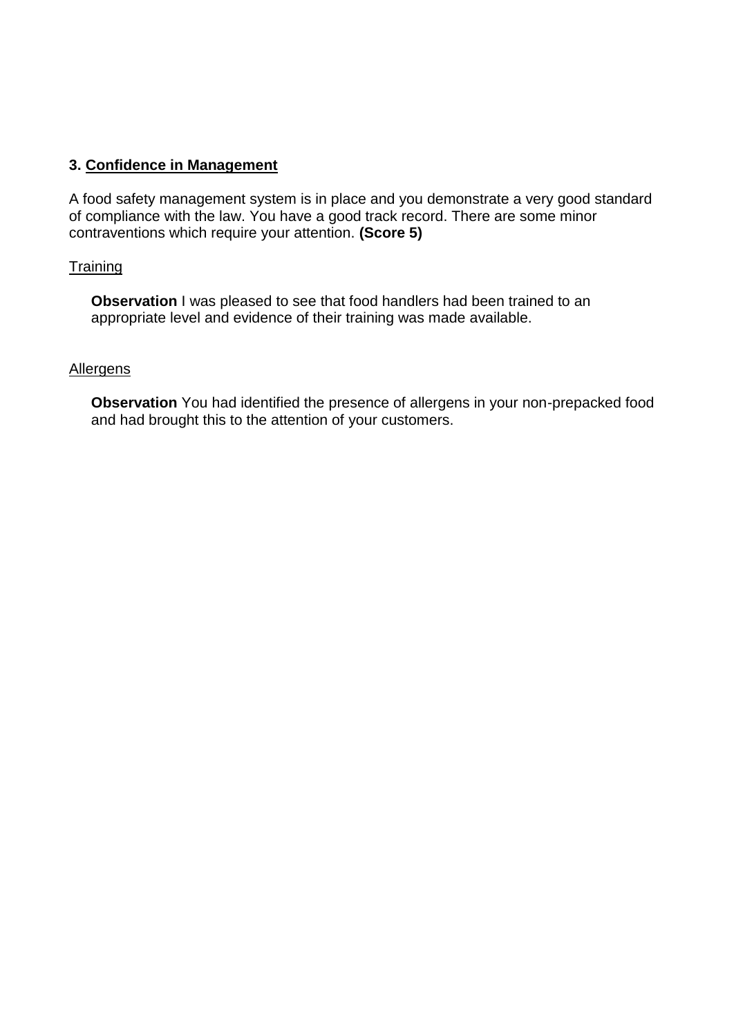### 3. Confidence in Management

A food safety management system is in place and you demonstrate a very good standard of compliance with the law. You have a good track record. There are some minor contraventions which require your attention. **(Score 5)**

Training

**Observation** I was pleased to see that food handlers had been trained to an appropriate level and evidence of their training was made available.

Allergens

**Observation** You had identified the presence of allergens in your non-prepacked food and had brought this to the attention of your customers.